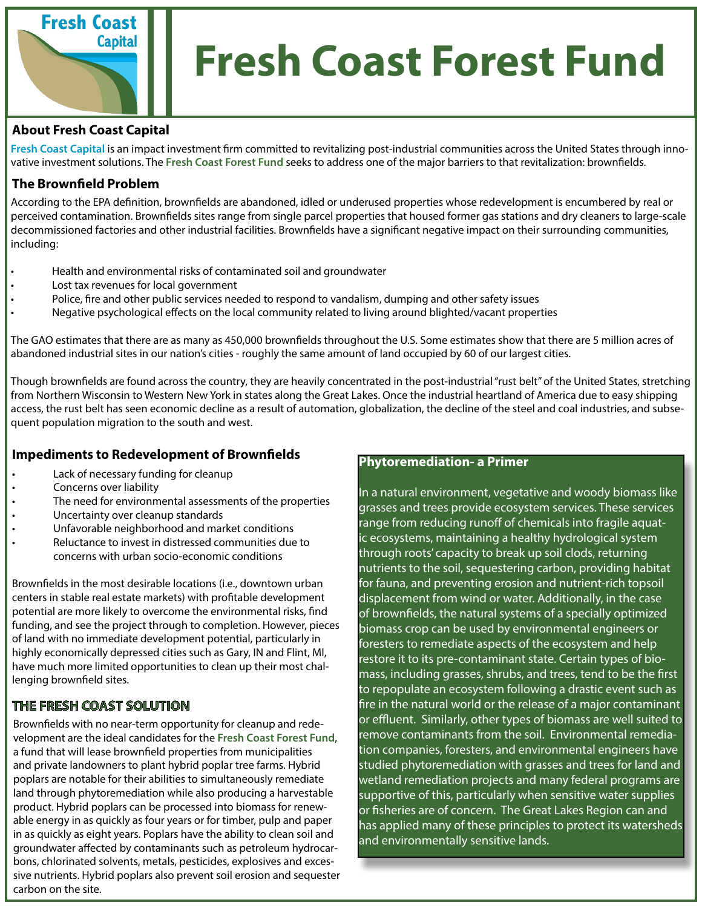Fresh Coast Capital

# Fresh Coast Forest Fund

## About Fresh Coast Capital

**Fresh Coast Capital** is an impact investment firm committed to revitalizing post-industrial communities across the United States through innovative investment solutions. The **Fresh Coast Forest Fund** seeks to address one of the major barriers to that revitalization: brownfields.

## The Brownfield Problem

According to the EPA definition, brownfields are abandoned, idled or underused properties whose redevelopment is encumbered by real or perceived contamination. Brownfields sites range from single parcel properties that housed former gas stations and dry cleaners to large-scale decommissioned factories and other industrial facilities. Brownfields have a significant negative impact on their surrounding communities, including:

- Health and environmental risks of contaminated soil and groundwater
- Lost tax revenues for local government
- Police, fire and other public services needed to respond to vandalism, dumping and other safety issues
- Negative psychological effects on the local community related to living around blighted/vacant properties

The GAO estimates that there are as many as 450,000 brownfields throughout the U.S. Some estimates show that there are 5 million acres of abandoned industrial sites in our nation's cities - roughly the same amount of land occupied by 60 of our largest cities.

Though brownfields are found across the country, they are heavily concentrated in the post-industrial "rust belt" of the United States, stretching from Northern Wisconsin to Western New York in states along the Great Lakes. Once the industrial heartland of America due to easy shipping access, the rust belt has seen economic decline as a result of automation, globalization, the decline of the steel and coal industries, and subsequent population migration to the south and west.

## Impediments to Redevelopment of Brownfields

- Lack of necessary funding for cleanup
- Concerns over liability
- The need for environmental assessments of the properties
- Uncertainty over cleanup standards
- Unfavorable neighborhood and market conditions
- Reluctance to invest in distressed communities due to concerns with urban socio-economic conditions

Brownfields in the most desirable locations (i.e., downtown urban centers in stable real estate markets) with profitable development potential are more likely to overcome the environmental risks, find funding, and see the project through to completion. However, pieces of land with no immediate development potential, particularly in highly economically depressed cities such as Gary, IN and Flint, MI, have much more limited opportunities to clean up their most challenging brownfield sites.

## THE FRESH COAST SOLUTION

Brownfields with no near-term opportunity for cleanup and redevelopment are the ideal candidates for the **Fresh Coast Forest Fund**, a fund that will lease brownfield properties from municipalities and private landowners to plant hybrid poplar tree farms. Hybrid poplars are notable for their abilities to simultaneously remediate land through phytoremediation while also producing a harvestable product. Hybrid poplars can be processed into biomass for renewable energy in as quickly as four years or for timber, pulp and paper in as quickly as eight years. Poplars have the ability to clean soil and groundwater affected by contaminants such as petroleum hydrocarbons, chlorinated solvents, metals, pesticides, explosives and excessive nutrients. Hybrid poplars also prevent soil erosion and sequester carbon on the site.

## Phytoremediation- a Primer

In a natural environment, vegetative and woody biomass like grasses and trees provide ecosystem services. These services range from reducing runoff of chemicals into fragile aquatic ecosystems, maintaining a healthy hydrological system through roots' capacity to break up soil clods, returning nutrients to the soil, sequestering carbon, providing habitat for fauna, and preventing erosion and nutrient-rich topsoil displacement from wind or water. Additionally, in the case of brownfields, the natural systems of a specially optimized biomass crop can be used by environmental engineers or foresters to remediate aspects of the ecosystem and help restore it to its pre-contaminant state. Certain types of biomass, including grasses, shrubs, and trees, tend to be the first to repopulate an ecosystem following a drastic event such as fire in the natural world or the release of a major contaminant or effluent. Similarly, other types of biomass are well suited to remove contaminants from the soil. Environmental remediation companies, foresters, and environmental engineers have studied phytoremediation with grasses and trees for land and wetland remediation projects and many federal programs are supportive of this, particularly when sensitive water supplies or fisheries are of concern. The Great Lakes Region can and has applied many of these principles to protect its watersheds and environmentally sensitive lands.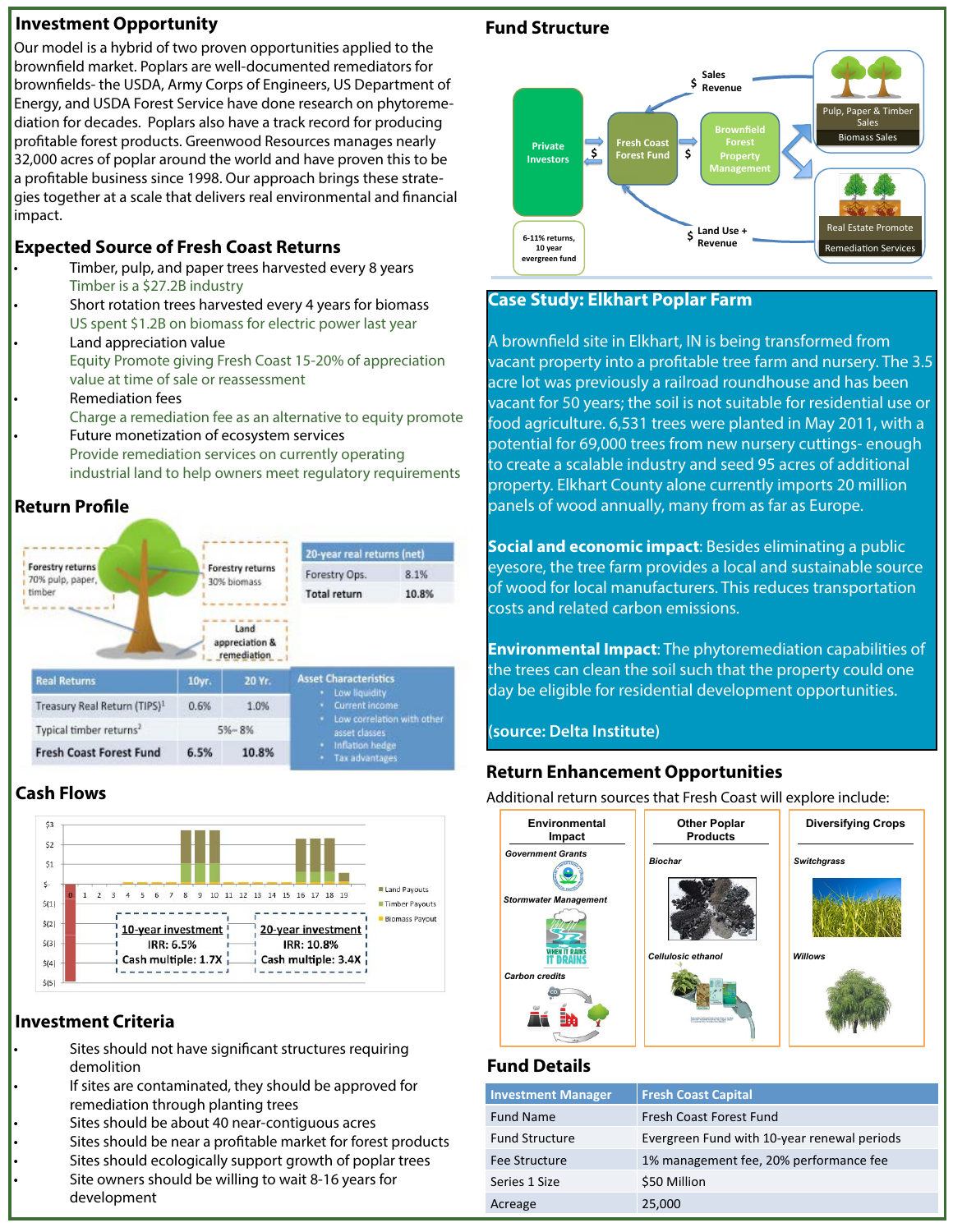## Investment Opportunity

Our model is a hybrid of two proven opportunities applied to the brownfield market. Poplars are well-documented remediators for brownfields- the USDA, Army Corps of Engineers, US Department of Energy, and USDA Forest Service have done research on phytoremediation for decades. Poplars also have a track record for producing profitable forest products. Greenwood Resources manages nearly 32,000 acres of poplar around the world and have proven this to be a profitable business since 1998. Our approach brings these strategies together at a scale that delivers real environmental and financial impact.

## Expected Source of Fresh Coast Returns

- Timber, pulp, and paper trees harvested every 8 years
  Timber is a $27.2B industry
- Short rotation trees harvested every 4 years for biomass
  US spent $1.2B on biomass for electric power last year
- Land appreciation value
  Equity Promote giving Fresh Coast 15-20% of appreciation value at time of sale or reassessment
- Remediation fees
  Charge a remediation fee as an alternative to equity promote
- Future monetization of ecosystem services
  Provide remediation services on currently operating industrial land to help owners meet regulatory requirements

## Return Profile

Forestry returns 70% pulp, paper, timber

Forestry returns 30% biomass

Land appreciation & remediation

| 20-year real returns (net) | |
|---|---|
| Forestry Ops. | 8.1% |
| Total return | 10.8% |

| Real Returns | 10yr. | 20 Yr. |
|---|---|---|
| Treasury Real Return (TIPS)[1] | 0.6% | 1.0% |
| Typical timber returns[2] | 5%– 8% | |
| Fresh Coast Forest Fund | 6.5% | 10.8% |

Asset Characteristics
- Low liquidity
- Current income
- Low correlation with other asset classes
- Inflation hedge
- Tax advantages

## Cash Flows

$3 $2 $1 $- $(1) $(2) $(3) $(4) $(5)

0 1 2 3 4 5 6 7 8 9 10 11 12 13 14 15 16 17 18 19

Land Payouts
Timber Payouts
Biomass Payout

10-year investment
IRR: 6.5%
Cash multiple: 1.7X

20-year investment
IRR: 10.8%
Cash multiple: 3.4X

## Investment Criteria

- Sites should not have significant structures requiring demolition
- If sites are contaminated, they should be approved for remediation through planting trees
- Sites should be about 40 near-contiguous acres
- Sites should be near a profitable market for forest products
- Sites should ecologically support growth of poplar trees
- Site owners should be willing to wait 8-16 years for development

## Fund Structure

Private Investors → $ → Fresh Coast Forest Fund → $ → Brownfield Forest Property Management

$ Sales Revenue — Pulp, Paper & Timber Sales; Biomass Sales

$ Land Use + Revenue — Real Estate Promote; Remediation Services

6-11% returns, 10 year evergreen fund

## Case Study: Elkhart Poplar Farm

A brownfield site in Elkhart, IN is being transformed from vacant property into a profitable tree farm and nursery. The 3.5 acre lot was previously a railroad roundhouse and has been vacant for 50 years; the soil is not suitable for residential use or food agriculture. 6,531 trees were planted in May 2011, with a potential for 69,000 trees from new nursery cuttings- enough to create a scalable industry and seed 95 acres of additional property. Elkhart County alone currently imports 20 million panels of wood annually, many from as far as Europe.

**Social and economic impact**: Besides eliminating a public eyesore, the tree farm provides a local and sustainable source of wood for local manufacturers. This reduces transportation costs and related carbon emissions.

**Environmental Impact**: The phytoremediation capabilities of the trees can clean the soil such that the property could one day be eligible for residential development opportunities.

(source: Delta Institute)

## Return Enhancement Opportunities

Additional return sources that Fresh Coast will explore include:

**Environmental Impact**
- *Government Grants*
- *Stormwater Management*
- *Carbon credits*

**Other Poplar Products**
- *Biochar*
- *Cellulosic ethanol*

**Diversifying Crops**
- *Switchgrass*
- *Willows*

## Fund Details

| Investment Manager | Fresh Coast Capital |
|---|---|
| Fund Name | Fresh Coast Forest Fund |
| Fund Structure | Evergreen Fund with 10-year renewal periods |
| Fee Structure | 1% management fee, 20% performance fee |
| Series 1 Size | $50 Million |
| Acreage | 25,000 |